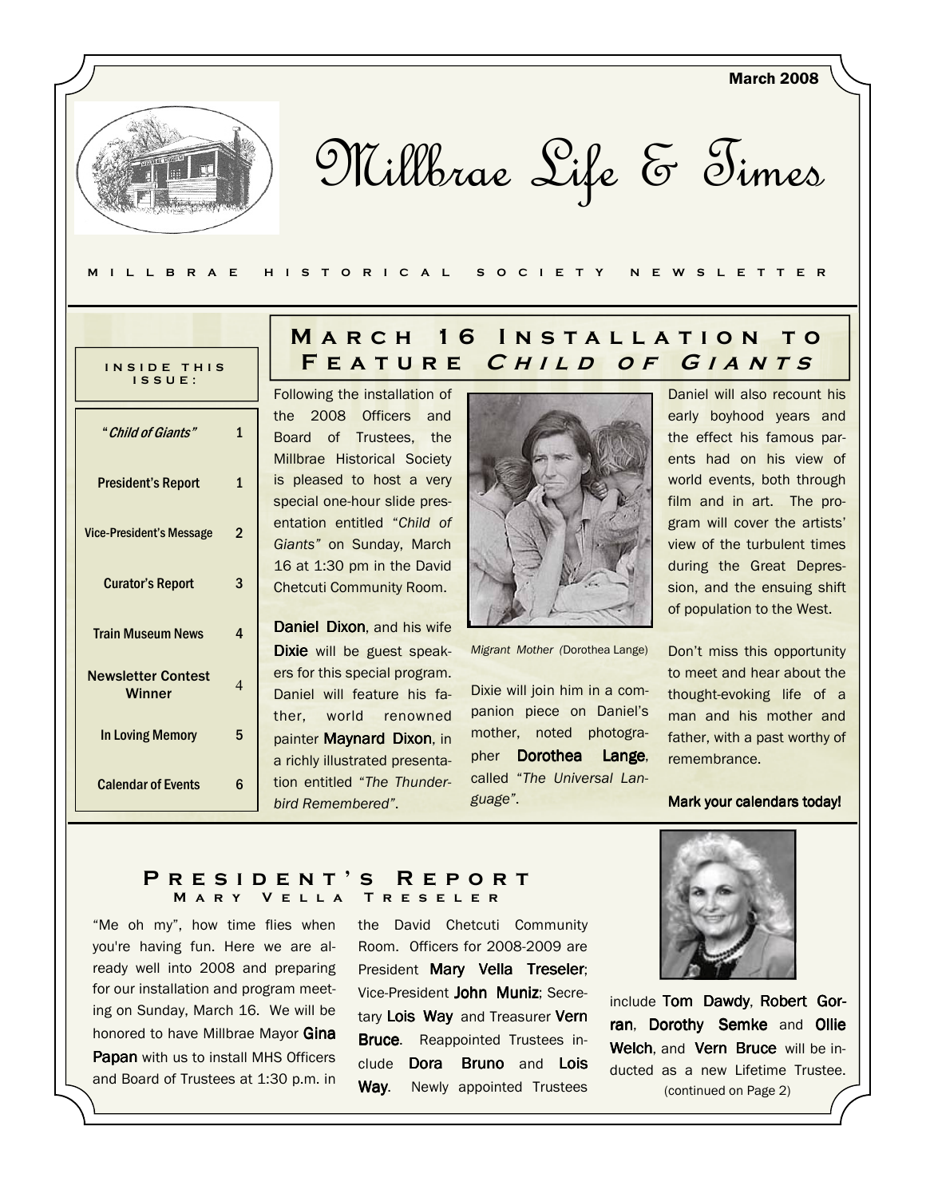March 2008

# Millbrae Life & Times

MILLBRAE HISTORICAL SOCIETY NEWSLETTER

**INSIDE THIS ISSUE:**

| | |
|---|---|
| *"Child of Giants"* | 1 |
| President's Report | 1 |
| Vice-President's Message | 2 |
| Curator's Report | 3 |
| Train Museum News | 4 |
| Newsletter Contest Winner | 4 |
| In Loving Memory | 5 |
| Calendar of Events | 6 |

## March 16 Installation to Feature *Child of Giants*

Following the installation of the 2008 Officers and Board of Trustees, the Millbrae Historical Society is pleased to host a very special one-hour slide presentation entitled *"Child of Giants"* on Sunday, March 16 at 1:30 pm in the David Chetcuti Community Room.

**Daniel Dixon**, and his wife **Dixie** will be guest speakers for this special program. Daniel will feature his father, world renowned painter **Maynard Dixon**, in a richly illustrated presentation entitled *"The Thunderbird Remembered"*.

*Migrant Mother (*Dorothea Lange)

Dixie will join him in a companion piece on Daniel's mother, noted photographer **Dorothea Lange**, called *"The Universal Language"*.

Daniel will also recount his early boyhood years and the effect his famous parents had on his view of world events, both through film and in art. The program will cover the artists' view of the turbulent times during the Great Depression, and the ensuing shift of population to the West.

Don't miss this opportunity to meet and hear about the thought-evoking life of a man and his mother and father, with a past worthy of remembrance.

**Mark your calendars today!**

## President's Report

### Mary Vella Treseler

"Me oh my", how time flies when you're having fun. Here we are already well into 2008 and preparing for our installation and program meeting on Sunday, March 16. We will be honored to have Millbrae Mayor **Gina Papan** with us to install MHS Officers and Board of Trustees at 1:30 p.m. in the David Chetcuti Community Room. Officers for 2008-2009 are President **Mary Vella Treseler**; Vice-President **John Muniz**; Secretary **Lois Way** and Treasurer **Vern Bruce**. Reappointed Trustees include **Dora Bruno** and **Lois Way**. Newly appointed Trustees include **Tom Dawdy**, **Robert Gorran**, **Dorothy Semke** and **Ollie Welch**, and **Vern Bruce** will be inducted as a new Lifetime Trustee.

(continued on Page 2)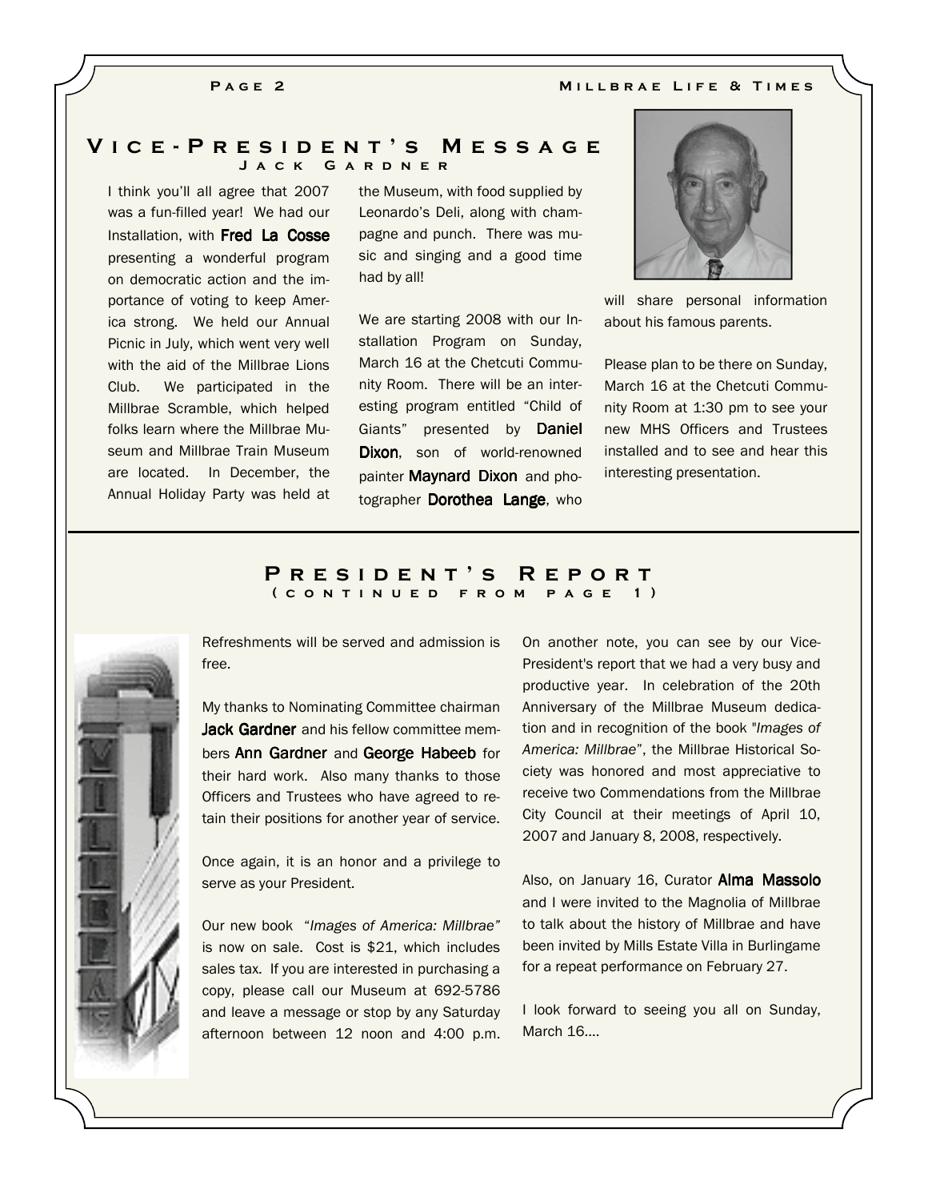## Vice-President's Message

### Jack Gardner

I think you'll all agree that 2007 was a fun-filled year! We had our Installation, with **Fred La Cosse** presenting a wonderful program on democratic action and the importance of voting to keep America strong. We held our Annual Picnic in July, which went very well with the aid of the Millbrae Lions Club. We participated in the Millbrae Scramble, which helped folks learn where the Millbrae Museum and Millbrae Train Museum are located. In December, the Annual Holiday Party was held at the Museum, with food supplied by Leonardo's Deli, along with champagne and punch. There was music and singing and a good time had by all!

We are starting 2008 with our Installation Program on Sunday, March 16 at the Chetcuti Community Room. There will be an interesting program entitled "Child of Giants" presented by **Daniel Dixon**, son of world-renowned painter **Maynard Dixon** and photographer **Dorothea Lange**, who will share personal information about his famous parents.

Please plan to be there on Sunday, March 16 at the Chetcuti Community Room at 1:30 pm to see your new MHS Officers and Trustees installed and to see and hear this interesting presentation.

## President's Report

### (continued from page 1)

Refreshments will be served and admission is free.

My thanks to Nominating Committee chairman **Jack Gardner** and his fellow committee members **Ann Gardner** and **George Habeeb** for their hard work. Also many thanks to those Officers and Trustees who have agreed to retain their positions for another year of service.

Once again, it is an honor and a privilege to serve as your President.

Our new book "*Images of America: Millbrae*" is now on sale. Cost is $21, which includes sales tax. If you are interested in purchasing a copy, please call our Museum at 692-5786 and leave a message or stop by any Saturday afternoon between 12 noon and 4:00 p.m.

On another note, you can see by our Vice-President's report that we had a very busy and productive year. In celebration of the 20th Anniversary of the Millbrae Museum dedication and in recognition of the book "*Images of America: Millbrae*", the Millbrae Historical Society was honored and most appreciative to receive two Commendations from the Millbrae City Council at their meetings of April 10, 2007 and January 8, 2008, respectively.

Also, on January 16, Curator **Alma Massolo** and I were invited to the Magnolia of Millbrae to talk about the history of Millbrae and have been invited by Mills Estate Villa in Burlingame for a repeat performance on February 27.

I look forward to seeing you all on Sunday, March 16....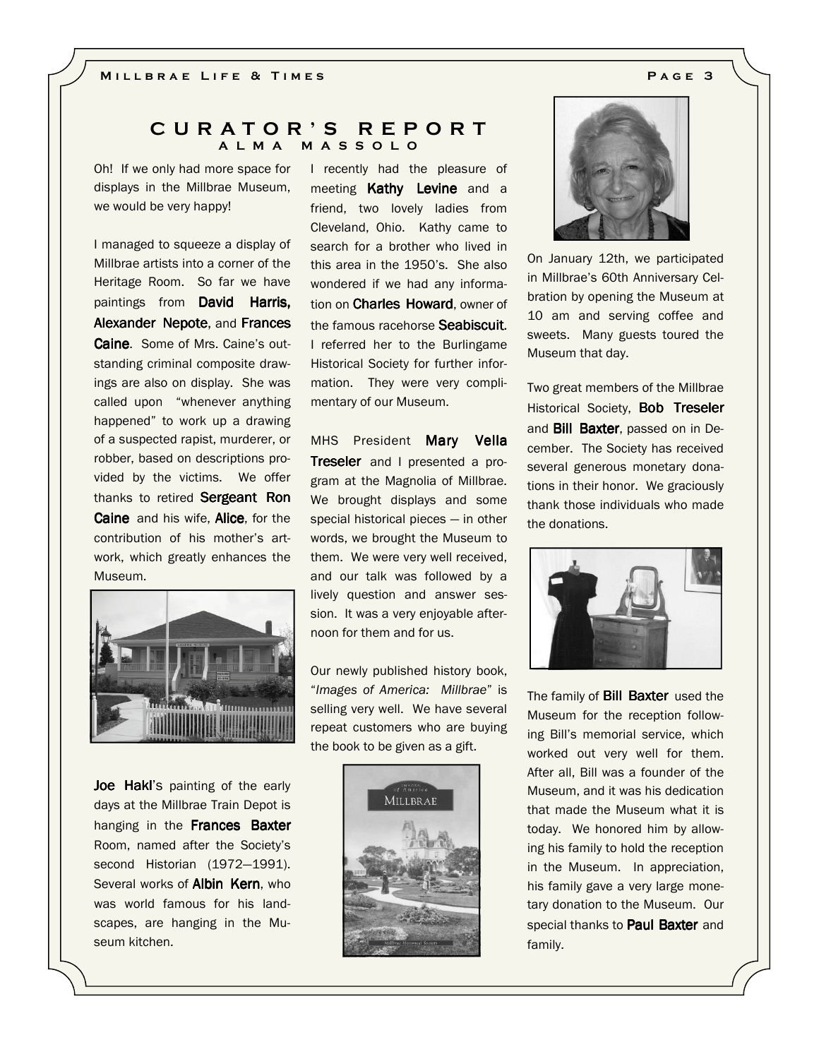# CURATOR'S REPORT

## ALMA MASSOLO

Oh! If we only had more space for displays in the Millbrae Museum, we would be very happy!

I managed to squeeze a display of Millbrae artists into a corner of the Heritage Room. So far we have paintings from **David Harris, Alexander Nepote**, and **Frances Caine**. Some of Mrs. Caine's outstanding criminal composite drawings are also on display. She was called upon "whenever anything happened" to work up a drawing of a suspected rapist, murderer, or robber, based on descriptions provided by the victims. We offer thanks to retired **Sergeant Ron Caine** and his wife, **Alice**, for the contribution of his mother's artwork, which greatly enhances the Museum.

**Joe Hakl**'s painting of the early days at the Millbrae Train Depot is hanging in the **Frances Baxter** Room, named after the Society's second Historian (1972—1991). Several works of **Albin Kern**, who was world famous for his landscapes, are hanging in the Museum kitchen.

I recently had the pleasure of meeting **Kathy Levine** and a friend, two lovely ladies from Cleveland, Ohio. Kathy came to search for a brother who lived in this area in the 1950's. She also wondered if we had any information on **Charles Howard**, owner of the famous racehorse **Seabiscuit.** I referred her to the Burlingame Historical Society for further information. They were very complimentary of our Museum.

MHS President **Mary Vella Treseler** and I presented a program at the Magnolia of Millbrae. We brought displays and some special historical pieces — in other words, we brought the Museum to them. We were very well received, and our talk was followed by a lively question and answer session. It was a very enjoyable afternoon for them and for us.

Our newly published history book, "*Images of America: Millbrae*" is selling very well. We have several repeat customers who are buying the book to be given as a gift.

On January 12th, we participated in Millbrae's 60th Anniversary Celbration by opening the Museum at 10 am and serving coffee and sweets. Many guests toured the Museum that day.

Two great members of the Millbrae Historical Society, **Bob Treseler** and **Bill Baxter**, passed on in December. The Society has received several generous monetary donations in their honor. We graciously thank those individuals who made the donations.

The family of **Bill Baxter** used the Museum for the reception following Bill's memorial service, which worked out very well for them. After all, Bill was a founder of the Museum, and it was his dedication that made the Museum what it is today. We honored him by allowing his family to hold the reception in the Museum. In appreciation, his family gave a very large monetary donation to the Museum. Our special thanks to **Paul Baxter** and family.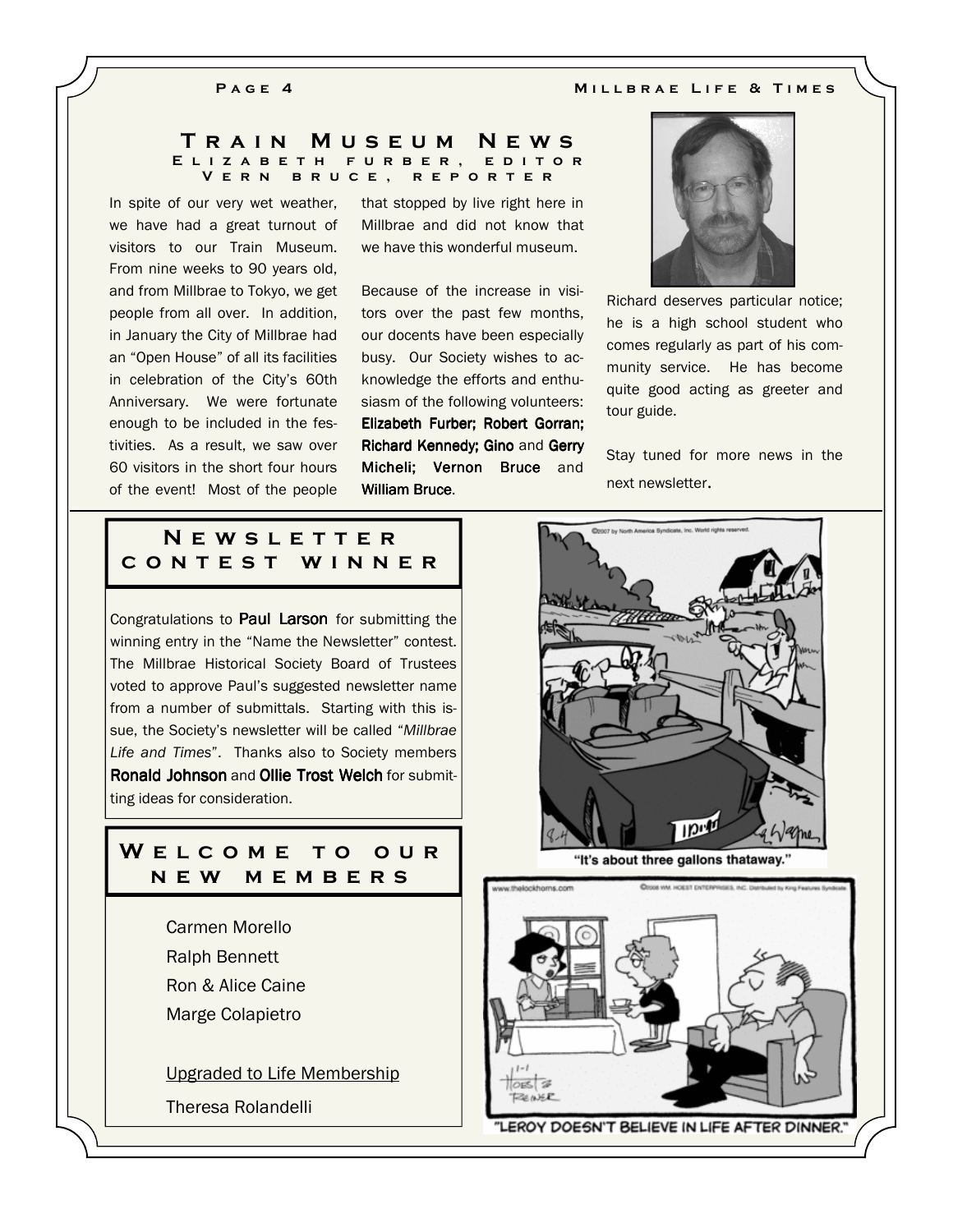## Train Museum News

**Elizabeth Furber, Editor**
**Vern Bruce, Reporter**

In spite of our very wet weather, we have had a great turnout of visitors to our Train Museum. From nine weeks to 90 years old, and from Millbrae to Tokyo, we get people from all over. In addition, in January the City of Millbrae had an "Open House" of all its facilities in celebration of the City's 60th Anniversary. We were fortunate enough to be included in the festivities. As a result, we saw over 60 visitors in the short four hours of the event! Most of the people that stopped by live right here in Millbrae and did not know that we have this wonderful museum.

Because of the increase in visitors over the past few months, our docents have been especially busy. Our Society wishes to acknowledge the efforts and enthusiasm of the following volunteers: **Elizabeth Furber; Robert Gorran; Richard Kennedy; Gino** and **Gerry Micheli; Vernon Bruce** and **William Bruce**.

Richard deserves particular notice; he is a high school student who comes regularly as part of his community service. He has become quite good acting as greeter and tour guide.

Stay tuned for more news in the next newsletter.

## Newsletter Contest Winner

Congratulations to **Paul Larson** for submitting the winning entry in the "Name the Newsletter" contest. The Millbrae Historical Society Board of Trustees voted to approve Paul's suggested newsletter name from a number of submittals. Starting with this issue, the Society's newsletter will be called "*Millbrae Life and Times*". Thanks also to Society members **Ronald Johnson** and **Ollie Trost Welch** for submitting ideas for consideration.

## Welcome to our New Members

- Carmen Morello
- Ralph Bennett
- Ron & Alice Caine
- Marge Colapietro

Upgraded to Life Membership

- Theresa Rolandelli

"It's about three gallons thataway."

"LEROY DOESN'T BELIEVE IN LIFE AFTER DINNER."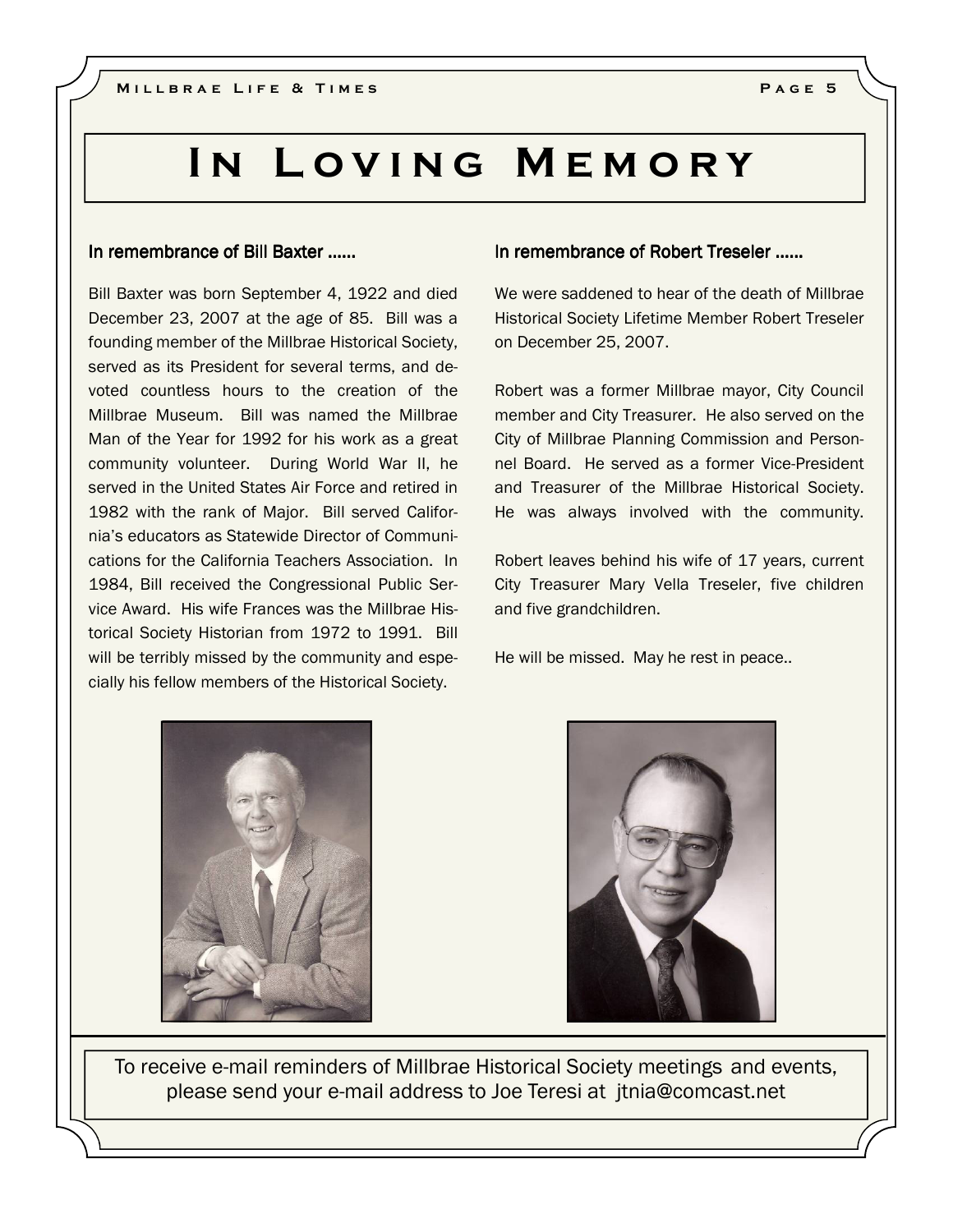# In Loving Memory

### In remembrance of Bill Baxter ......

Bill Baxter was born September 4, 1922 and died December 23, 2007 at the age of 85. Bill was a founding member of the Millbrae Historical Society, served as its President for several terms, and devoted countless hours to the creation of the Millbrae Museum. Bill was named the Millbrae Man of the Year for 1992 for his work as a great community volunteer. During World War II, he served in the United States Air Force and retired in 1982 with the rank of Major. Bill served California's educators as Statewide Director of Communications for the California Teachers Association. In 1984, Bill received the Congressional Public Service Award. His wife Frances was the Millbrae Historical Society Historian from 1972 to 1991. Bill will be terribly missed by the community and especially his fellow members of the Historical Society.

### In remembrance of Robert Treseler ......

We were saddened to hear of the death of Millbrae Historical Society Lifetime Member Robert Treseler on December 25, 2007.

Robert was a former Millbrae mayor, City Council member and City Treasurer. He also served on the City of Millbrae Planning Commission and Personnel Board. He served as a former Vice-President and Treasurer of the Millbrae Historical Society. He was always involved with the community.

Robert leaves behind his wife of 17 years, current City Treasurer Mary Vella Treseler, five children and five grandchildren.

He will be missed. May he rest in peace..

---

To receive e-mail reminders of Millbrae Historical Society meetings and events, please send your e-mail address to Joe Teresi at jtnia@comcast.net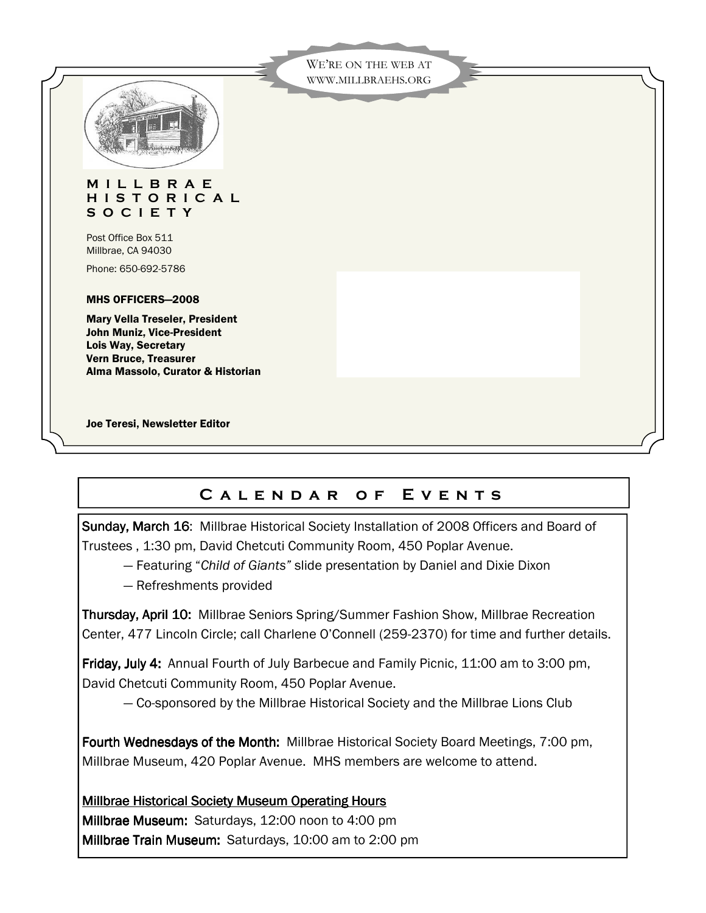WE'RE ON THE WEB AT
WWW.MILLBRAEHS.ORG

# MILLBRAE HISTORICAL SOCIETY

Post Office Box 511
Millbrae, CA 94030

Phone: 650-692-5786

**MHS OFFICERS—2008**

**Mary Vella Treseler, President**
**John Muniz, Vice-President**
**Lois Way, Secretary**
**Vern Bruce, Treasurer**
**Alma Massolo, Curator & Historian**

**Joe Teresi, Newsletter Editor**

## Calendar of Events

**Sunday, March 16**: Millbrae Historical Society Installation of 2008 Officers and Board of Trustees , 1:30 pm, David Chetcuti Community Room, 450 Poplar Avenue.

— Featuring *"Child of Giants"* slide presentation by Daniel and Dixie Dixon

— Refreshments provided

**Thursday, April 10:** Millbrae Seniors Spring/Summer Fashion Show, Millbrae Recreation Center, 477 Lincoln Circle; call Charlene O'Connell (259-2370) for time and further details.

**Friday, July 4:** Annual Fourth of July Barbecue and Family Picnic, 11:00 am to 3:00 pm, David Chetcuti Community Room, 450 Poplar Avenue.

— Co-sponsored by the Millbrae Historical Society and the Millbrae Lions Club

**Fourth Wednesdays of the Month:** Millbrae Historical Society Board Meetings, 7:00 pm, Millbrae Museum, 420 Poplar Avenue. MHS members are welcome to attend.

Millbrae Historical Society Museum Operating Hours

**Millbrae Museum:** Saturdays, 12:00 noon to 4:00 pm

**Millbrae Train Museum:** Saturdays, 10:00 am to 2:00 pm